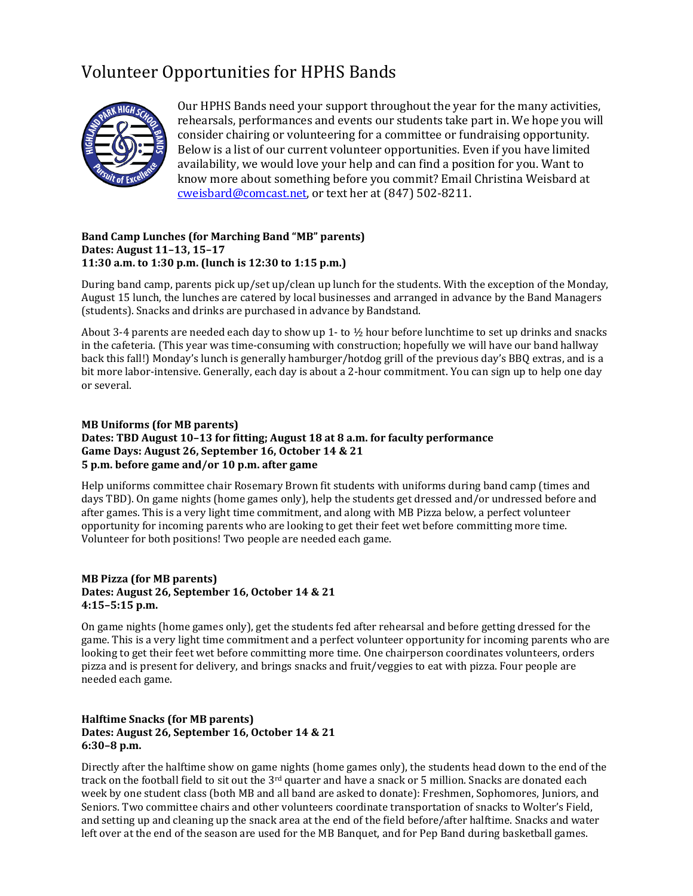# Volunteer Opportunities for HPHS Bands

Our HPHS Bands need your support throughout the year for the many activities, rehearsals, performances and events our students take part in. We hope you will consider chairing or volunteering for a committee or fundraising opportunity. Below is a list of our current volunteer opportunities. Even if you have limited availability, we would love your help and can find a position for you. Want to know more about something before you commit? Email Christina Weisbard at cweisbard@comcast.net, or text her at (847) 502-8211.

**Band Camp Lunches (for Marching Band "MB" parents)**
**Dates: August 11–13, 15–17**
**11:30 a.m. to 1:30 p.m. (lunch is 12:30 to 1:15 p.m.)**

During band camp, parents pick up/set up/clean up lunch for the students. With the exception of the Monday, August 15 lunch, the lunches are catered by local businesses and arranged in advance by the Band Managers (students). Snacks and drinks are purchased in advance by Bandstand.

About 3-4 parents are needed each day to show up 1- to ½ hour before lunchtime to set up drinks and snacks in the cafeteria. (This year was time-consuming with construction; hopefully we will have our band hallway back this fall!) Monday's lunch is generally hamburger/hotdog grill of the previous day's BBQ extras, and is a bit more labor-intensive. Generally, each day is about a 2-hour commitment. You can sign up to help one day or several.

**MB Uniforms (for MB parents)**
**Dates: TBD August 10–13 for fitting; August 18 at 8 a.m. for faculty performance**
**Game Days: August 26, September 16, October 14 & 21**
**5 p.m. before game and/or 10 p.m. after game**

Help uniforms committee chair Rosemary Brown fit students with uniforms during band camp (times and days TBD). On game nights (home games only), help the students get dressed and/or undressed before and after games. This is a very light time commitment, and along with MB Pizza below, a perfect volunteer opportunity for incoming parents who are looking to get their feet wet before committing more time. Volunteer for both positions! Two people are needed each game.

**MB Pizza (for MB parents)**
**Dates: August 26, September 16, October 14 & 21**
**4:15–5:15 p.m.**

On game nights (home games only), get the students fed after rehearsal and before getting dressed for the game. This is a very light time commitment and a perfect volunteer opportunity for incoming parents who are looking to get their feet wet before committing more time. One chairperson coordinates volunteers, orders pizza and is present for delivery, and brings snacks and fruit/veggies to eat with pizza. Four people are needed each game.

**Halftime Snacks (for MB parents)**
**Dates: August 26, September 16, October 14 & 21**
**6:30–8 p.m.**

Directly after the halftime show on game nights (home games only), the students head down to the end of the track on the football field to sit out the 3rd quarter and have a snack or 5 million. Snacks are donated each week by one student class (both MB and all band are asked to donate): Freshmen, Sophomores, Juniors, and Seniors. Two committee chairs and other volunteers coordinate transportation of snacks to Wolter's Field, and setting up and cleaning up the snack area at the end of the field before/after halftime. Snacks and water left over at the end of the season are used for the MB Banquet, and for Pep Band during basketball games.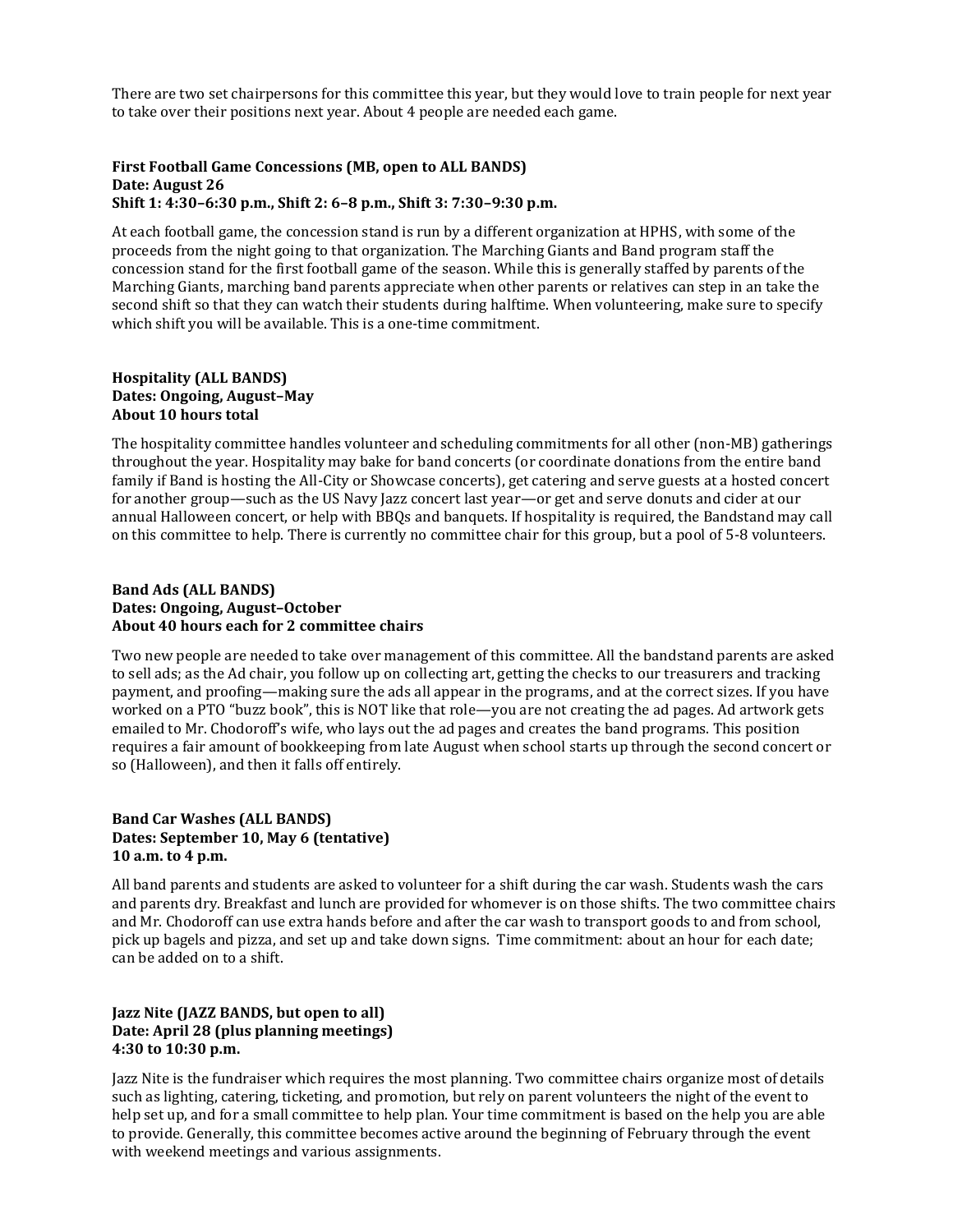There are two set chairpersons for this committee this year, but they would love to train people for next year to take over their positions next year. About 4 people are needed each game.

**First Football Game Concessions (MB, open to ALL BANDS)**
**Date: August 26**
**Shift 1: 4:30–6:30 p.m., Shift 2: 6–8 p.m., Shift 3: 7:30–9:30 p.m.**

At each football game, the concession stand is run by a different organization at HPHS, with some of the proceeds from the night going to that organization. The Marching Giants and Band program staff the concession stand for the first football game of the season. While this is generally staffed by parents of the Marching Giants, marching band parents appreciate when other parents or relatives can step in an take the second shift so that they can watch their students during halftime. When volunteering, make sure to specify which shift you will be available. This is a one-time commitment.

**Hospitality (ALL BANDS)**
**Dates: Ongoing, August–May**
**About 10 hours total**

The hospitality committee handles volunteer and scheduling commitments for all other (non-MB) gatherings throughout the year. Hospitality may bake for band concerts (or coordinate donations from the entire band family if Band is hosting the All-City or Showcase concerts), get catering and serve guests at a hosted concert for another group—such as the US Navy Jazz concert last year—or get and serve donuts and cider at our annual Halloween concert, or help with BBQs and banquets. If hospitality is required, the Bandstand may call on this committee to help. There is currently no committee chair for this group, but a pool of 5-8 volunteers.

**Band Ads (ALL BANDS)**
**Dates: Ongoing, August–October**
**About 40 hours each for 2 committee chairs**

Two new people are needed to take over management of this committee. All the bandstand parents are asked to sell ads; as the Ad chair, you follow up on collecting art, getting the checks to our treasurers and tracking payment, and proofing—making sure the ads all appear in the programs, and at the correct sizes. If you have worked on a PTO "buzz book", this is NOT like that role—you are not creating the ad pages. Ad artwork gets emailed to Mr. Chodoroff's wife, who lays out the ad pages and creates the band programs. This position requires a fair amount of bookkeeping from late August when school starts up through the second concert or so (Halloween), and then it falls off entirely.

**Band Car Washes (ALL BANDS)**
**Dates: September 10, May 6 (tentative)**
**10 a.m. to 4 p.m.**

All band parents and students are asked to volunteer for a shift during the car wash. Students wash the cars and parents dry. Breakfast and lunch are provided for whomever is on those shifts. The two committee chairs and Mr. Chodoroff can use extra hands before and after the car wash to transport goods to and from school, pick up bagels and pizza, and set up and take down signs. Time commitment: about an hour for each date; can be added on to a shift.

**Jazz Nite (JAZZ BANDS, but open to all)**
**Date: April 28 (plus planning meetings)**
**4:30 to 10:30 p.m.**

Jazz Nite is the fundraiser which requires the most planning. Two committee chairs organize most of details such as lighting, catering, ticketing, and promotion, but rely on parent volunteers the night of the event to help set up, and for a small committee to help plan. Your time commitment is based on the help you are able to provide. Generally, this committee becomes active around the beginning of February through the event with weekend meetings and various assignments.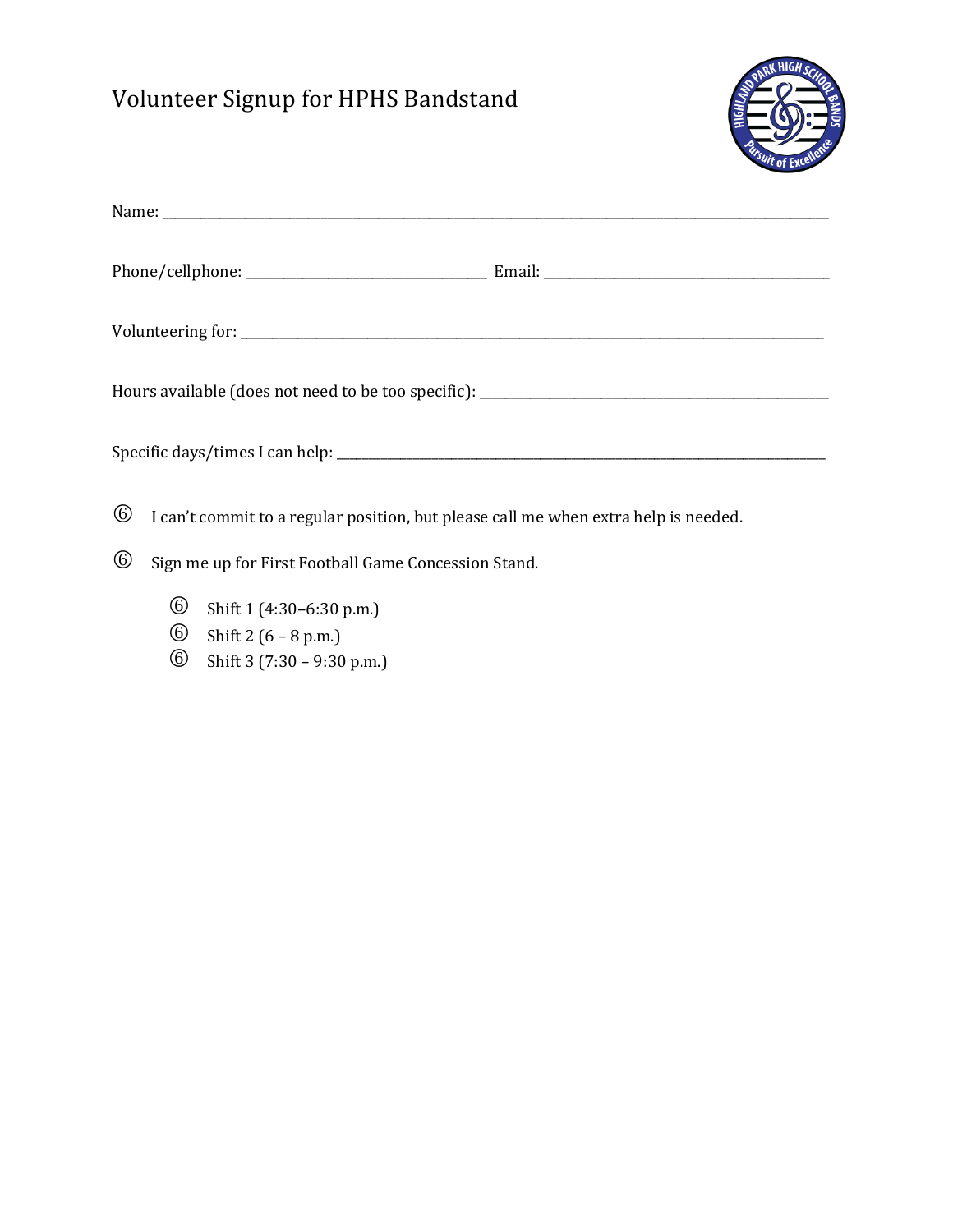# Volunteer Signup for HPHS Bandstand

Name: ____________________________________________________________________________

Phone/cellphone: ______________________________ Email: ___________________________________

Volunteering for: ____________________________________________________________________

Hours available (does not need to be too specific): ___________________________________________

Specific days/times I can help: ______________________________________________________________

⑥ I can't commit to a regular position, but please call me when extra help is needed.

⑥ Sign me up for First Football Game Concession Stand.

- ⑥ Shift 1 (4:30–6:30 p.m.)
- ⑥ Shift 2 (6 – 8 p.m.)
- ⑥ Shift 3 (7:30 – 9:30 p.m.)